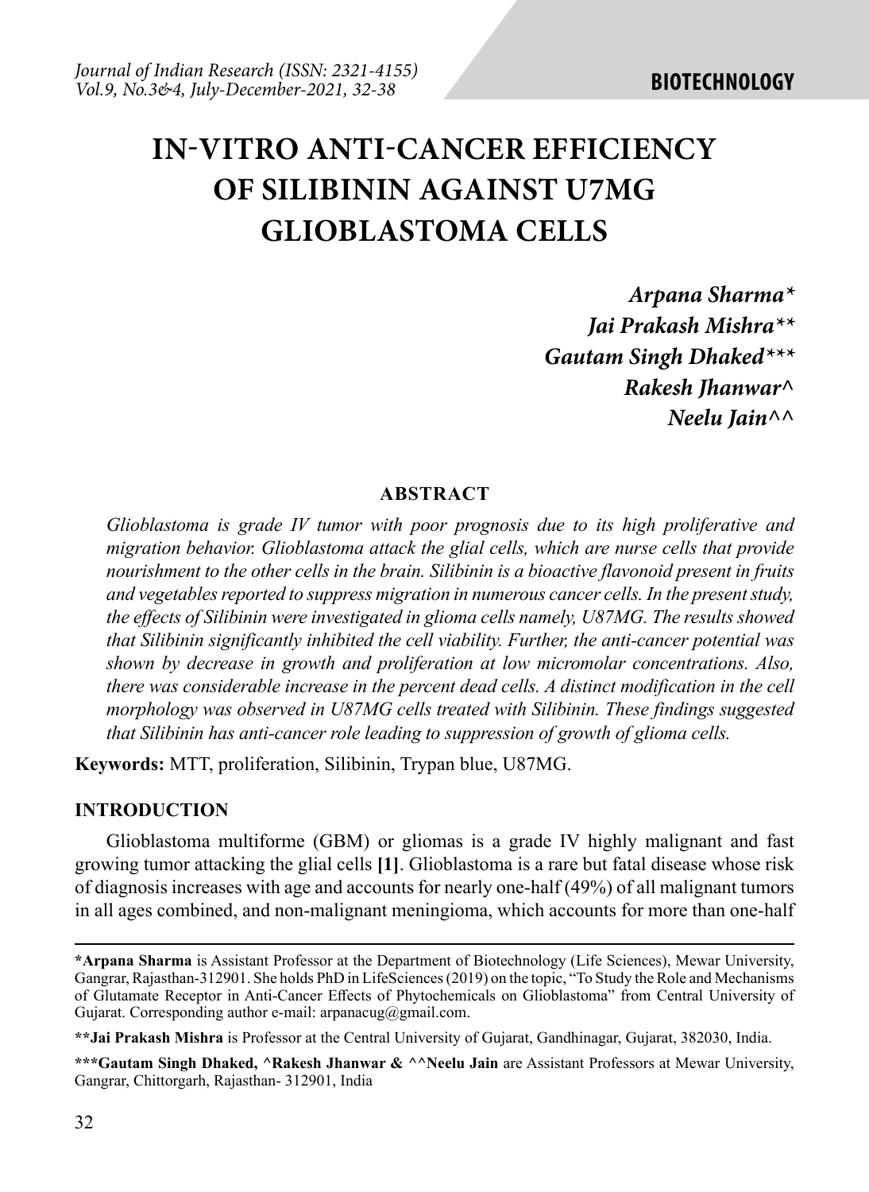# IN-VITRO ANTI-CANCER EFFICIENCY OF SILIBININ AGAINST U7MG GLIOBLASTOMA CELLS

***Arpana Sharma****
***Jai Prakash Mishra*****
***Gautam Singh Dhaked******
***Rakesh Jhanwar^***
***Neelu Jain^^***

## ABSTRACT

*Glioblastoma is grade IV tumor with poor prognosis due to its high proliferative and migration behavior. Glioblastoma attack the glial cells, which are nurse cells that provide nourishment to the other cells in the brain. Silibinin is a bioactive flavonoid present in fruits and vegetables reported to suppress migration in numerous cancer cells. In the present study, the effects of Silibinin were investigated in glioma cells namely, U87MG. The results showed that Silibinin significantly inhibited the cell viability. Further, the anti-cancer potential was shown by decrease in growth and proliferation at low micromolar concentrations. Also, there was considerable increase in the percent dead cells. A distinct modification in the cell morphology was observed in U87MG cells treated with Silibinin. These findings suggested that Silibinin has anti-cancer role leading to suppression of growth of glioma cells.*

**Keywords:** MTT, proliferation, Silibinin, Trypan blue, U87MG.

## INTRODUCTION

Glioblastoma multiforme (GBM) or gliomas is a grade IV highly malignant and fast growing tumor attacking the glial cells **[1]**. Glioblastoma is a rare but fatal disease whose risk of diagnosis increases with age and accounts for nearly one-half (49%) of all malignant tumors in all ages combined, and non-malignant meningioma, which accounts for more than one-half

---

***Arpana Sharma** is Assistant Professor at the Department of Biotechnology (Life Sciences), Mewar University, Gangrar, Rajasthan-312901. She holds PhD in LifeSciences (2019) on the topic, "To Study the Role and Mechanisms of Glutamate Receptor in Anti-Cancer Effects of Phytochemicals on Glioblastoma" from Central University of Gujarat. Corresponding author e-mail: arpanacug@gmail.com.

****Jai Prakash Mishra** is Professor at the Central University of Gujarat, Gandhinagar, Gujarat, 382030, India.

*****Gautam Singh Dhaked, ^Rakesh Jhanwar & ^^Neelu Jain** are Assistant Professors at Mewar University, Gangrar, Chittorgarh, Rajasthan- 312901, India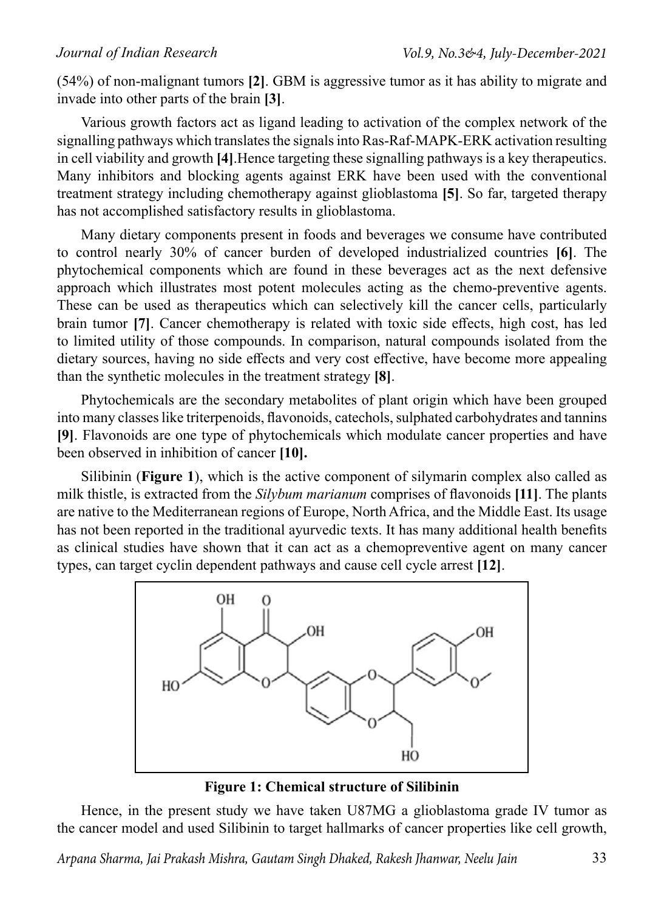(54%) of non-malignant tumors **[2]**. GBM is aggressive tumor as it has ability to migrate and invade into other parts of the brain **[3]**.

Various growth factors act as ligand leading to activation of the complex network of the signalling pathways which translates the signals into Ras-Raf-MAPK-ERK activation resulting in cell viability and growth **[4]**.Hence targeting these signalling pathways is a key therapeutics. Many inhibitors and blocking agents against ERK have been used with the conventional treatment strategy including chemotherapy against glioblastoma **[5]**. So far, targeted therapy has not accomplished satisfactory results in glioblastoma.

Many dietary components present in foods and beverages we consume have contributed to control nearly 30% of cancer burden of developed industrialized countries **[6]**. The phytochemical components which are found in these beverages act as the next defensive approach which illustrates most potent molecules acting as the chemo-preventive agents. These can be used as therapeutics which can selectively kill the cancer cells, particularly brain tumor **[7]**. Cancer chemotherapy is related with toxic side effects, high cost, has led to limited utility of those compounds. In comparison, natural compounds isolated from the dietary sources, having no side effects and very cost effective, have become more appealing than the synthetic molecules in the treatment strategy **[8]**.

Phytochemicals are the secondary metabolites of plant origin which have been grouped into many classes like triterpenoids, flavonoids, catechols, sulphated carbohydrates and tannins **[9]**. Flavonoids are one type of phytochemicals which modulate cancer properties and have been observed in inhibition of cancer **[10].**

Silibinin (**Figure 1**), which is the active component of silymarin complex also called as milk thistle, is extracted from the *Silybum marianum* comprises of flavonoids **[11]**. The plants are native to the Mediterranean regions of Europe, North Africa, and the Middle East. Its usage has not been reported in the traditional ayurvedic texts. It has many additional health benefits as clinical studies have shown that it can act as a chemopreventive agent on many cancer types, can target cyclin dependent pathways and cause cell cycle arrest **[12]**.

**Figure 1: Chemical structure of Silibinin**

Hence, in the present study we have taken U87MG a glioblastoma grade IV tumor as the cancer model and used Silibinin to target hallmarks of cancer properties like cell growth,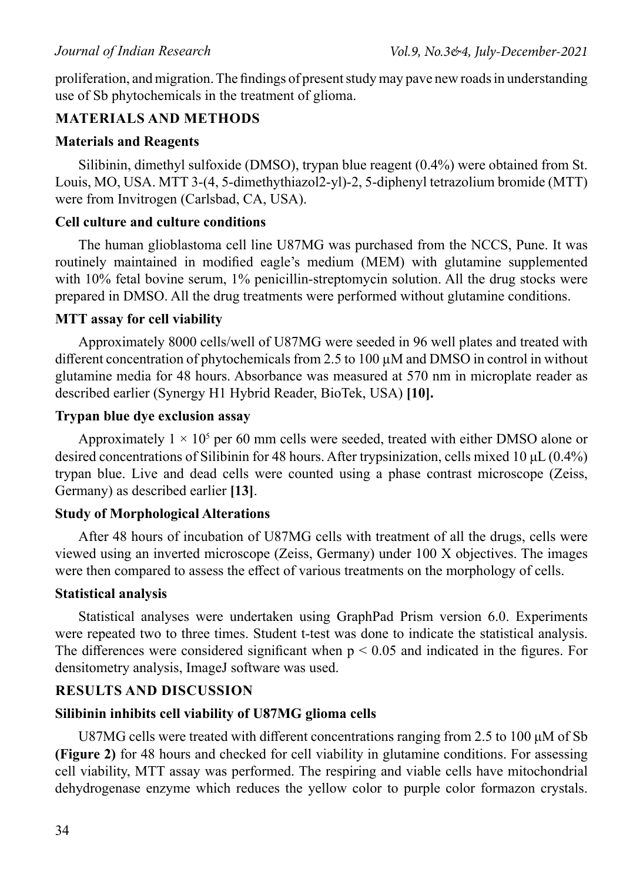proliferation, and migration. The findings of present study may pave new roads in understanding use of Sb phytochemicals in the treatment of glioma.

## MATERIALS AND METHODS

### Materials and Reagents

Silibinin, dimethyl sulfoxide (DMSO), trypan blue reagent (0.4%) were obtained from St. Louis, MO, USA. MTT 3-(4, 5-dimethythiazol2-yl)-2, 5-diphenyl tetrazolium bromide (MTT) were from Invitrogen (Carlsbad, CA, USA).

### Cell culture and culture conditions

The human glioblastoma cell line U87MG was purchased from the NCCS, Pune. It was routinely maintained in modified eagle's medium (MEM) with glutamine supplemented with 10% fetal bovine serum, 1% penicillin-streptomycin solution. All the drug stocks were prepared in DMSO. All the drug treatments were performed without glutamine conditions.

### MTT assay for cell viability

Approximately 8000 cells/well of U87MG were seeded in 96 well plates and treated with different concentration of phytochemicals from 2.5 to 100 µM and DMSO in control in without glutamine media for 48 hours. Absorbance was measured at 570 nm in microplate reader as described earlier (Synergy H1 Hybrid Reader, BioTek, USA) **[10].**

### Trypan blue dye exclusion assay

Approximately $1 \times 10^5$ per 60 mm cells were seeded, treated with either DMSO alone or desired concentrations of Silibinin for 48 hours. After trypsinization, cells mixed 10 µL (0.4%) trypan blue. Live and dead cells were counted using a phase contrast microscope (Zeiss, Germany) as described earlier **[13]**.

### Study of Morphological Alterations

After 48 hours of incubation of U87MG cells with treatment of all the drugs, cells were viewed using an inverted microscope (Zeiss, Germany) under 100 X objectives. The images were then compared to assess the effect of various treatments on the morphology of cells.

### Statistical analysis

Statistical analyses were undertaken using GraphPad Prism version 6.0. Experiments were repeated two to three times. Student t-test was done to indicate the statistical analysis. The differences were considered significant when $p < 0.05$ and indicated in the figures. For densitometry analysis, ImageJ software was used.

## RESULTS AND DISCUSSION

### Silibinin inhibits cell viability of U87MG glioma cells

U87MG cells were treated with different concentrations ranging from 2.5 to 100 µM of Sb **(Figure 2)** for 48 hours and checked for cell viability in glutamine conditions. For assessing cell viability, MTT assay was performed. The respiring and viable cells have mitochondrial dehydrogenase enzyme which reduces the yellow color to purple color formazon crystals.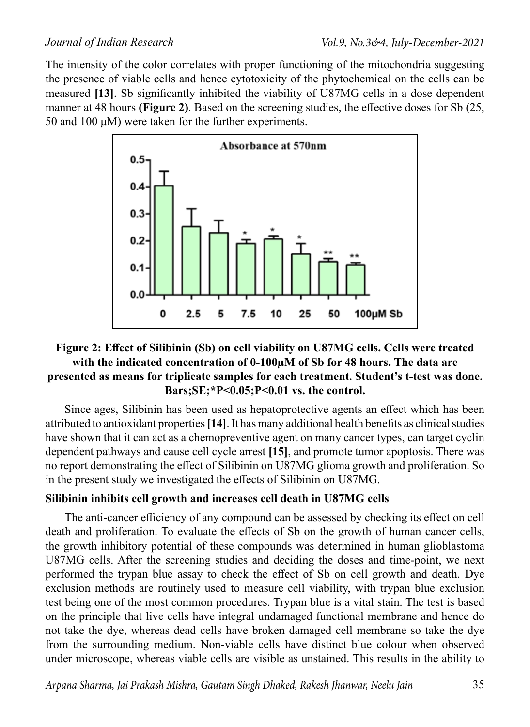The intensity of the color correlates with proper functioning of the mitochondria suggesting the presence of viable cells and hence cytotoxicity of the phytochemical on the cells can be measured **[13]**. Sb significantly inhibited the viability of U87MG cells in a dose dependent manner at 48 hours **(Figure 2)**. Based on the screening studies, the effective doses for Sb (25, 50 and 100 µM) were taken for the further experiments.

**Figure 2: Effect of Silibinin (Sb) on cell viability on U87MG cells. Cells were treated with the indicated concentration of 0-100µM of Sb for 48 hours. The data are presented as means for triplicate samples for each treatment. Student's t-test was done. Bars;SE;*P<0.05;P<0.01 vs. the control.**

Since ages, Silibinin has been used as hepatoprotective agents an effect which has been attributed to antioxidant properties **[14]**. It has many additional health benefits as clinical studies have shown that it can act as a chemopreventive agent on many cancer types, can target cyclin dependent pathways and cause cell cycle arrest **[15]**, and promote tumor apoptosis. There was no report demonstrating the effect of Silibinin on U87MG glioma growth and proliferation. So in the present study we investigated the effects of Silibinin on U87MG.

**Silibinin inhibits cell growth and increases cell death in U87MG cells**

The anti-cancer efficiency of any compound can be assessed by checking its effect on cell death and proliferation. To evaluate the effects of Sb on the growth of human cancer cells, the growth inhibitory potential of these compounds was determined in human glioblastoma U87MG cells. After the screening studies and deciding the doses and time-point, we next performed the trypan blue assay to check the effect of Sb on cell growth and death. Dye exclusion methods are routinely used to measure cell viability, with trypan blue exclusion test being one of the most common procedures. Trypan blue is a vital stain. The test is based on the principle that live cells have integral undamaged functional membrane and hence do not take the dye, whereas dead cells have broken damaged cell membrane so take the dye from the surrounding medium. Non-viable cells have distinct blue colour when observed under microscope, whereas viable cells are visible as unstained. This results in the ability to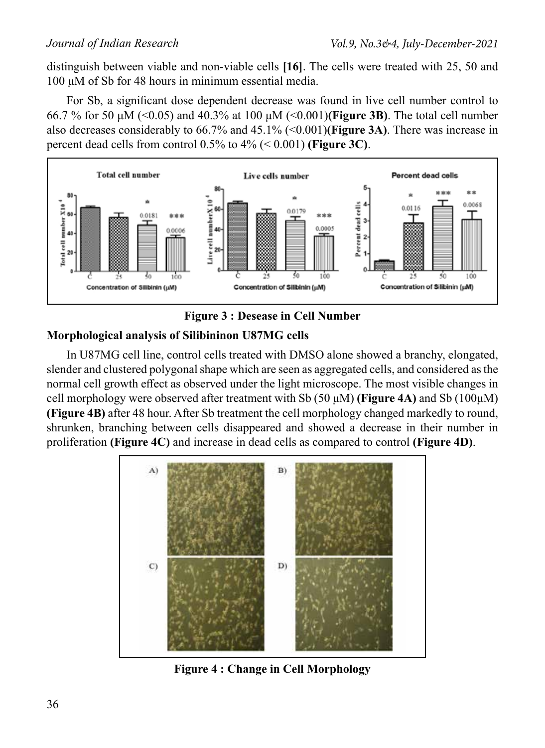distinguish between viable and non-viable cells **[16]**. The cells were treated with 25, 50 and 100 μM of Sb for 48 hours in minimum essential media.

For Sb, a significant dose dependent decrease was found in live cell number control to 66.7 % for 50 μM (<0.05) and 40.3% at 100 μM (<0.001)**(Figure 3B)**. The total cell number also decreases considerably to 66.7% and 45.1% (<0.001)**(Figure 3A)**. There was increase in percent dead cells from control 0.5% to 4% (< 0.001) **(Figure 3C)**.

**Figure 3 : Desease in Cell Number**

**Morphological analysis of Silibininon U87MG cells**

In U87MG cell line, control cells treated with DMSO alone showed a branchy, elongated, slender and clustered polygonal shape which are seen as aggregated cells, and considered as the normal cell growth effect as observed under the light microscope. The most visible changes in cell morphology were observed after treatment with Sb (50 μM) **(Figure 4A)** and Sb (100μM) **(Figure 4B)** after 48 hour. After Sb treatment the cell morphology changed markedly to round, shrunken, branching between cells disappeared and showed a decrease in their number in proliferation **(Figure 4C)** and increase in dead cells as compared to control **(Figure 4D)**.

**Figure 4 : Change in Cell Morphology**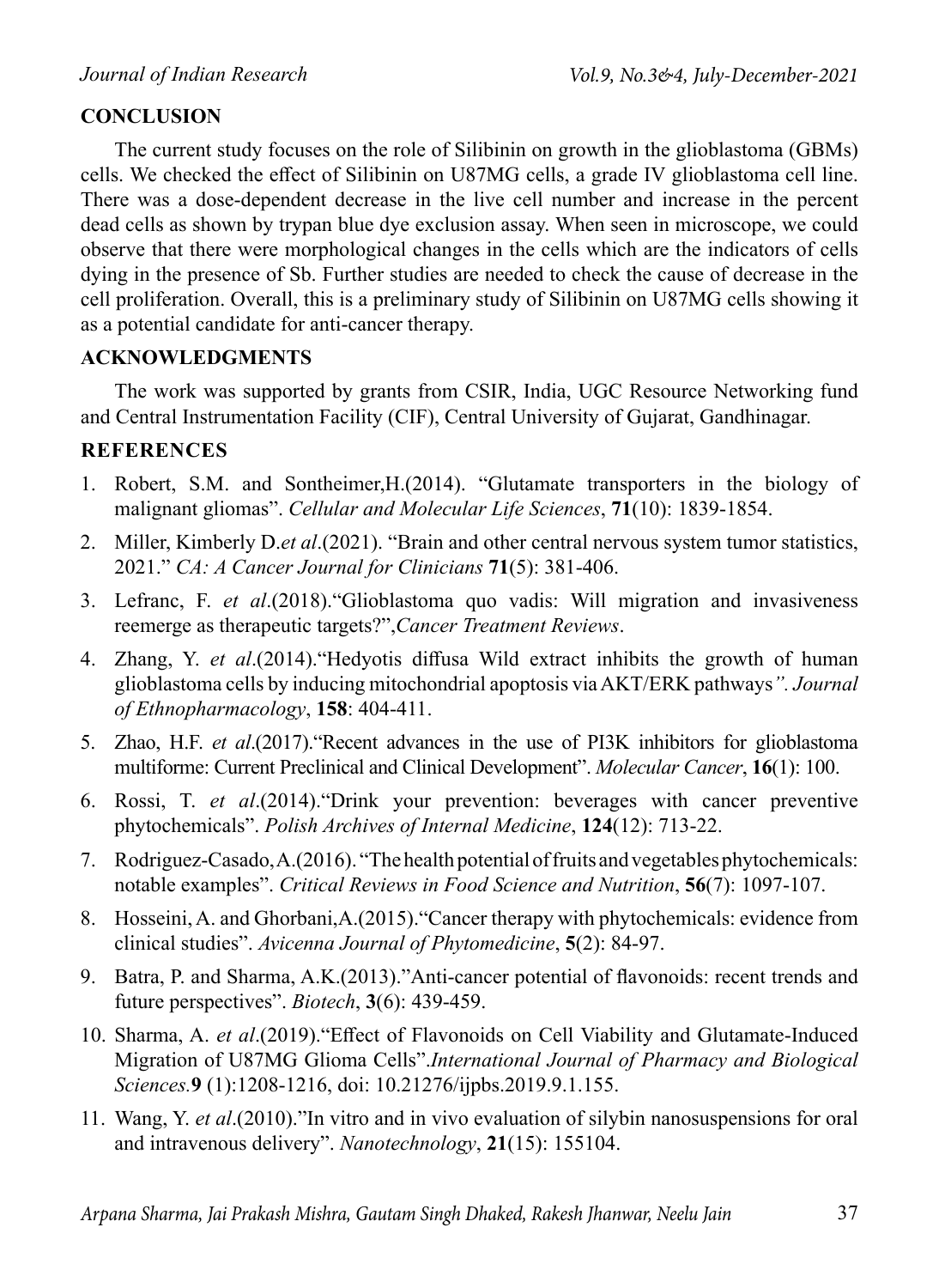## CONCLUSION

The current study focuses on the role of Silibinin on growth in the glioblastoma (GBMs) cells. We checked the effect of Silibinin on U87MG cells, a grade IV glioblastoma cell line. There was a dose-dependent decrease in the live cell number and increase in the percent dead cells as shown by trypan blue dye exclusion assay. When seen in microscope, we could observe that there were morphological changes in the cells which are the indicators of cells dying in the presence of Sb. Further studies are needed to check the cause of decrease in the cell proliferation. Overall, this is a preliminary study of Silibinin on U87MG cells showing it as a potential candidate for anti-cancer therapy.

## ACKNOWLEDGMENTS

The work was supported by grants from CSIR, India, UGC Resource Networking fund and Central Instrumentation Facility (CIF), Central University of Gujarat, Gandhinagar.

## REFERENCES

1. Robert, S.M. and Sontheimer,H.(2014). "Glutamate transporters in the biology of malignant gliomas". *Cellular and Molecular Life Sciences*, **71**(10): 1839-1854.
2. Miller, Kimberly D.*et al*.(2021). "Brain and other central nervous system tumor statistics, 2021." *CA: A Cancer Journal for Clinicians* **71**(5): 381-406.
3. Lefranc, F. *et al*.(2018)."Glioblastoma quo vadis: Will migration and invasiveness reemerge as therapeutic targets?",*Cancer Treatment Reviews*.
4. Zhang, Y. *et al*.(2014)."Hedyotis diffusa Wild extract inhibits the growth of human glioblastoma cells by inducing mitochondrial apoptosis via AKT/ERK pathways*". Journal of Ethnopharmacology*, **158**: 404-411.
5. Zhao, H.F. *et al*.(2017)."Recent advances in the use of PI3K inhibitors for glioblastoma multiforme: Current Preclinical and Clinical Development". *Molecular Cancer*, **16**(1): 100.
6. Rossi, T. *et al*.(2014)."Drink your prevention: beverages with cancer preventive phytochemicals". *Polish Archives of Internal Medicine*, **124**(12): 713-22.
7. Rodriguez-Casado, A.(2016). "The health potential of fruits and vegetables phytochemicals: notable examples". *Critical Reviews in Food Science and Nutrition*, **56**(7): 1097-107.
8. Hosseini, A. and Ghorbani,A.(2015)."Cancer therapy with phytochemicals: evidence from clinical studies". *Avicenna Journal of Phytomedicine*, **5**(2): 84-97.
9. Batra, P. and Sharma, A.K.(2013)."Anti-cancer potential of flavonoids: recent trends and future perspectives". *Biotech*, **3**(6): 439-459.
10. Sharma, A. *et al*.(2019)."Effect of Flavonoids on Cell Viability and Glutamate-Induced Migration of U87MG Glioma Cells".*International Journal of Pharmacy and Biological Sciences.***9** (1):1208-1216, doi: 10.21276/ijpbs.2019.9.1.155.
11. Wang, Y. *et al*.(2010)."In vitro and in vivo evaluation of silybin nanosuspensions for oral and intravenous delivery". *Nanotechnology*, **21**(15): 155104.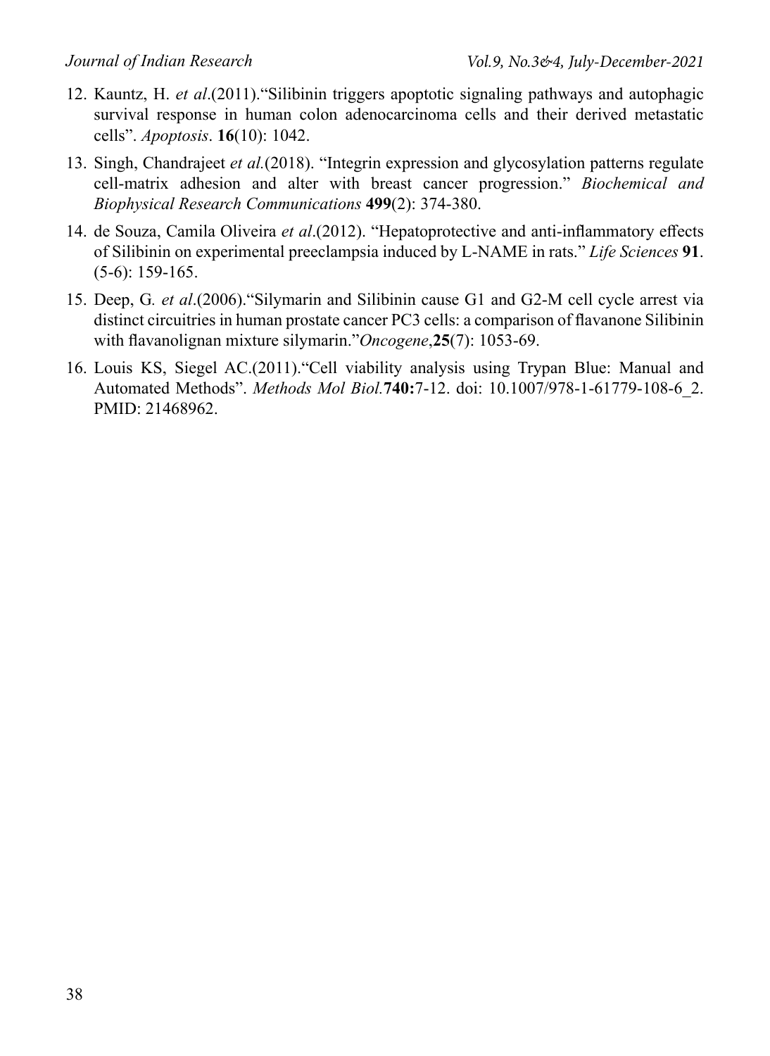12. Kauntz, H. *et al*.(2011).“Silibinin triggers apoptotic signaling pathways and autophagic survival response in human colon adenocarcinoma cells and their derived metastatic cells”. *Apoptosis*. **16**(10): 1042.
13. Singh, Chandrajeet *et al.*(2018). “Integrin expression and glycosylation patterns regulate cell-matrix adhesion and alter with breast cancer progression.” *Biochemical and Biophysical Research Communications* **499**(2): 374-380.
14. de Souza, Camila Oliveira *et al*.(2012). “Hepatoprotective and anti-inflammatory effects of Silibinin on experimental preeclampsia induced by L-NAME in rats.” *Life Sciences* **91**. (5-6): 159-165.
15. Deep, G*. et al*.(2006).“Silymarin and Silibinin cause G1 and G2-M cell cycle arrest via distinct circuitries in human prostate cancer PC3 cells: a comparison of flavanone Silibinin with flavanolignan mixture silymarin.”*Oncogene*,**25**(7): 1053-69.
16. Louis KS, Siegel AC.(2011).“Cell viability analysis using Trypan Blue: Manual and Automated Methods”. *Methods Mol Biol.***740:**7-12. doi: 10.1007/978-1-61779-108-6_2. PMID: 21468962.